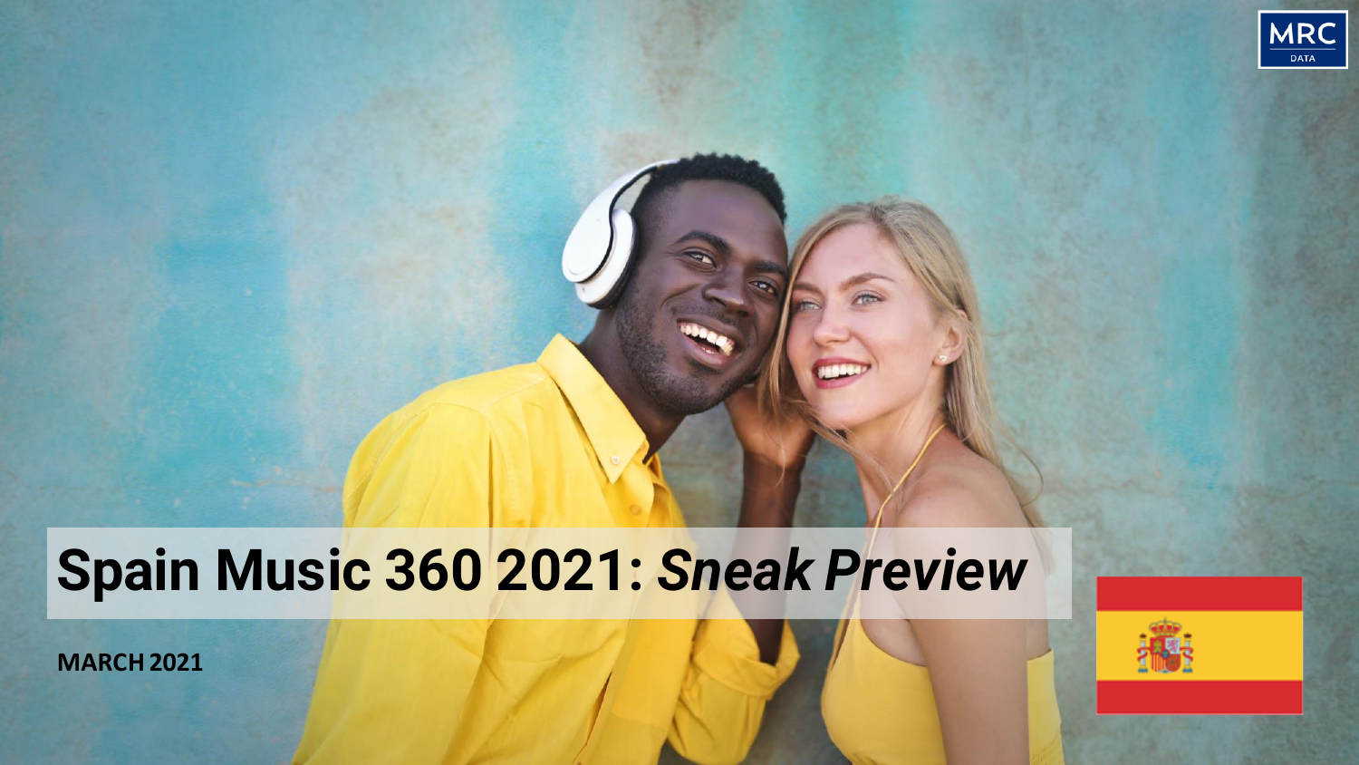MRC DATA

# Spain Music 360 2021: *Sneak Preview*

**MARCH 2021**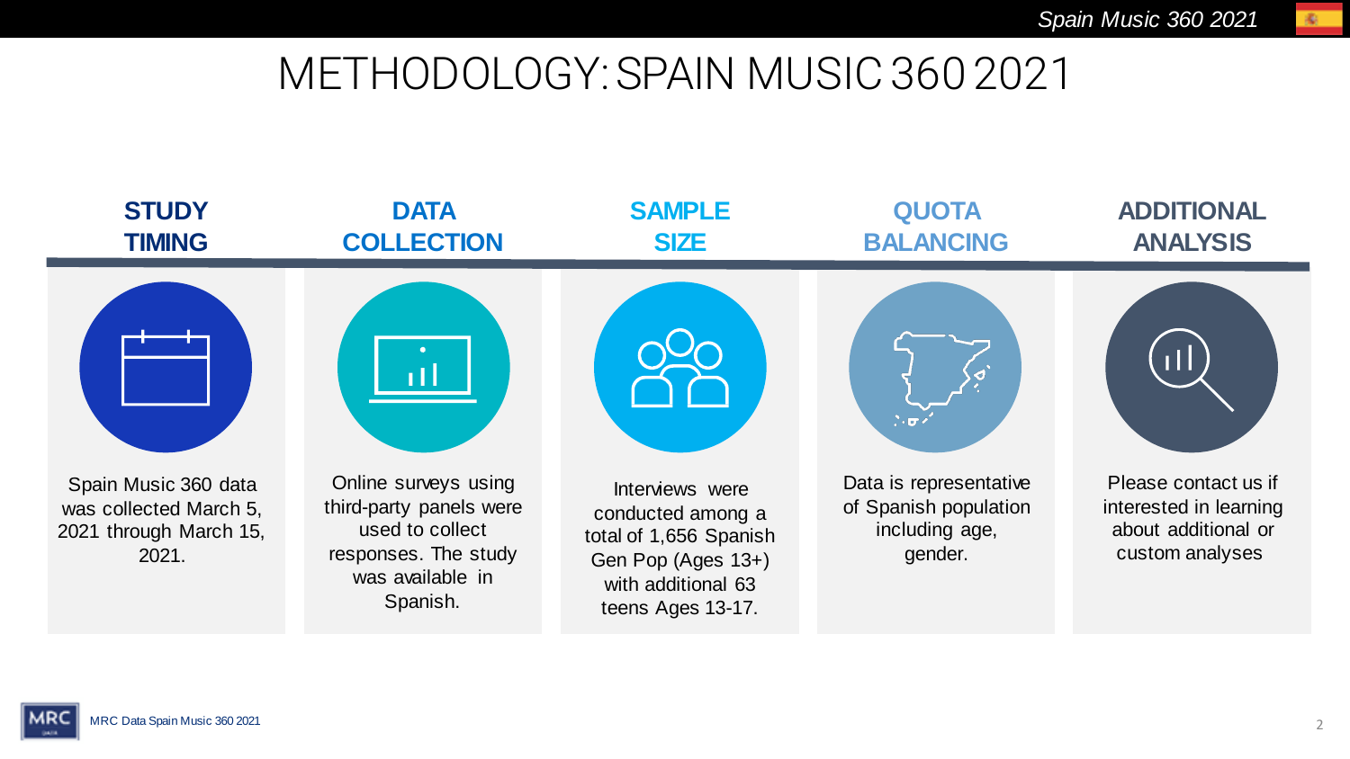# METHODOLOGY: SPAIN MUSIC 360 2021

### STUDY TIMING

Spain Music 360 data was collected March 5, 2021 through March 15, 2021.

### DATA COLLECTION

Online surveys using third-party panels were used to collect responses. The study was available in Spanish.

### SAMPLE SIZE

Interviews were conducted among a total of 1,656 Spanish Gen Pop (Ages 13+) with additional 63 teens Ages 13-17.

### QUOTA BALANCING

Data is representative of Spanish population including age, gender.

### ADDITIONAL ANALYSIS

Please contact us if interested in learning about additional or custom analyses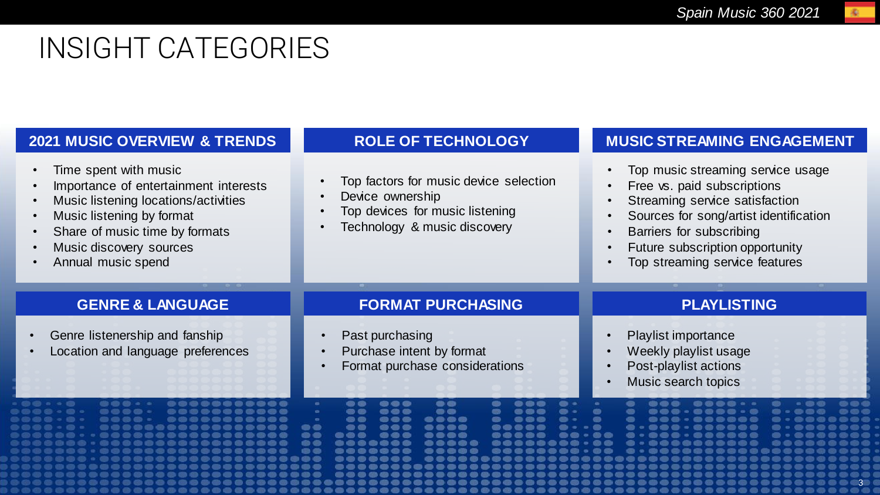# INSIGHT CATEGORIES

## 2021 MUSIC OVERVIEW & TRENDS

- Time spent with music
- Importance of entertainment interests
- Music listening locations/activities
- Music listening by format
- Share of music time by formats
- Music discovery sources
- Annual music spend

## ROLE OF TECHNOLOGY

- Top factors for music device selection
- Device ownership
- Top devices for music listening
- Technology & music discovery

## MUSIC STREAMING ENGAGEMENT

- Top music streaming service usage
- Free vs. paid subscriptions
- Streaming service satisfaction
- Sources for song/artist identification
- Barriers for subscribing
- Future subscription opportunity
- Top streaming service features

## GENRE & LANGUAGE

- Genre listenership and fanship
- Location and language preferences

## FORMAT PURCHASING

- Past purchasing
- Purchase intent by format
- Format purchase considerations

## PLAYLISTING

- Playlist importance
- Weekly playlist usage
- Post-playlist actions
- Music search topics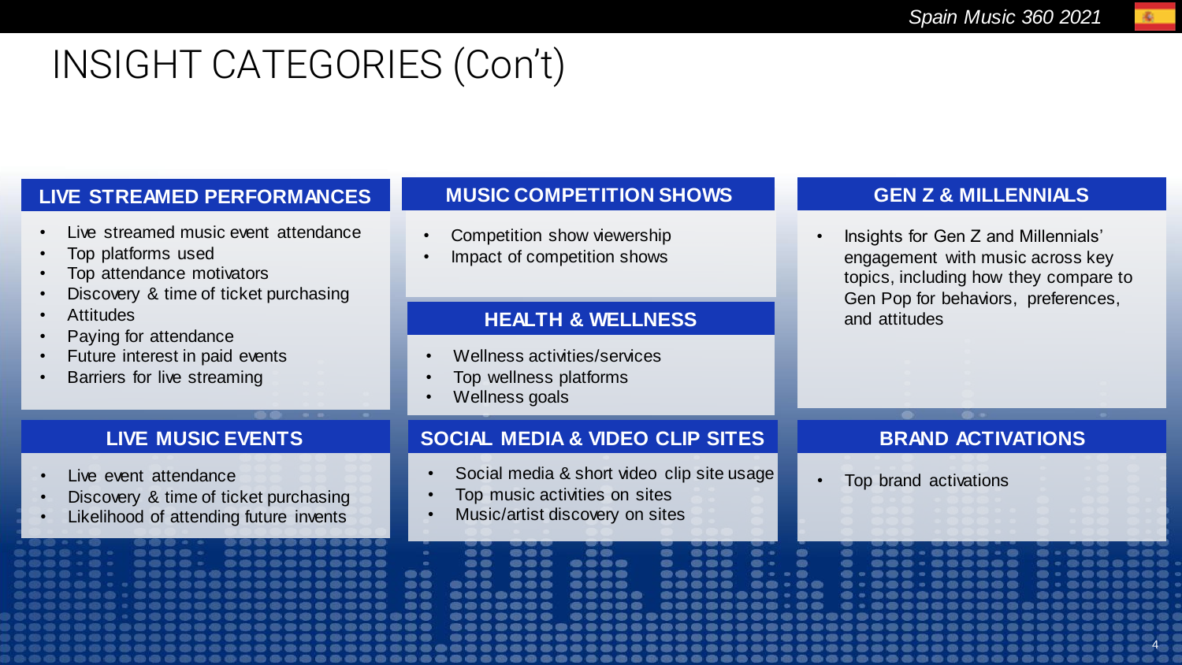# INSIGHT CATEGORIES (Con't)

## LIVE STREAMED PERFORMANCES

- Live streamed music event attendance
- Top platforms used
- Top attendance motivators
- Discovery & time of ticket purchasing
- Attitudes
- Paying for attendance
- Future interest in paid events
- Barriers for live streaming

## MUSIC COMPETITION SHOWS

- Competition show viewership
- Impact of competition shows

## GEN Z & MILLENNIALS

- Insights for Gen Z and Millennials' engagement with music across key topics, including how they compare to Gen Pop for behaviors, preferences, and attitudes

## HEALTH & WELLNESS

- Wellness activities/services
- Top wellness platforms
- Wellness goals

## LIVE MUSIC EVENTS

- Live event attendance
- Discovery & time of ticket purchasing
- Likelihood of attending future invents

## SOCIAL MEDIA & VIDEO CLIP SITES

- Social media & short video clip site usage
- Top music activities on sites
- Music/artist discovery on sites

## BRAND ACTIVATIONS

- Top brand activations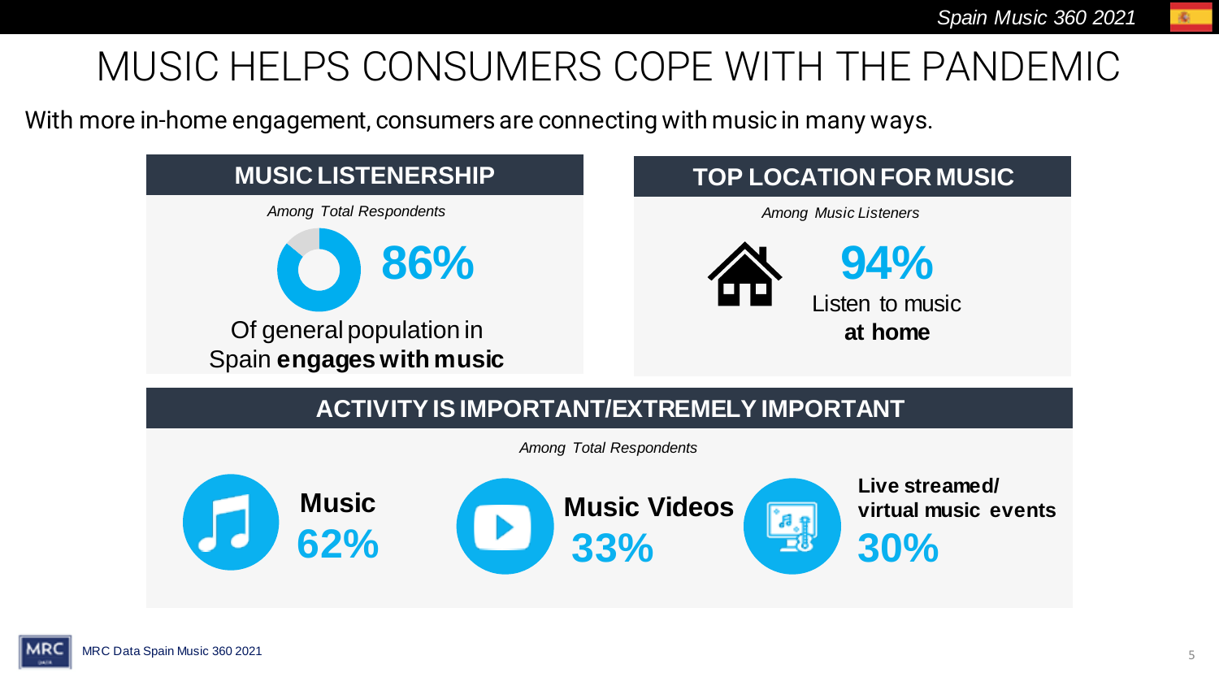# MUSIC HELPS CONSUMERS COPE WITH THE PANDEMIC

With more in-home engagement, consumers are connecting with music in many ways.

## MUSIC LISTENERSHIP

*Among Total Respondents*

**86%**

Of general population in Spain **engages with music**

## TOP LOCATION FOR MUSIC

*Among Music Listeners*

**94%**

Listen to music **at home**

## ACTIVITY IS IMPORTANT/EXTREMELY IMPORTANT

*Among Total Respondents*

**Music**
**62%**

**Music Videos**
**33%**

**Live streamed/ virtual music events**
**30%**

MRC Data Spain Music 360 2021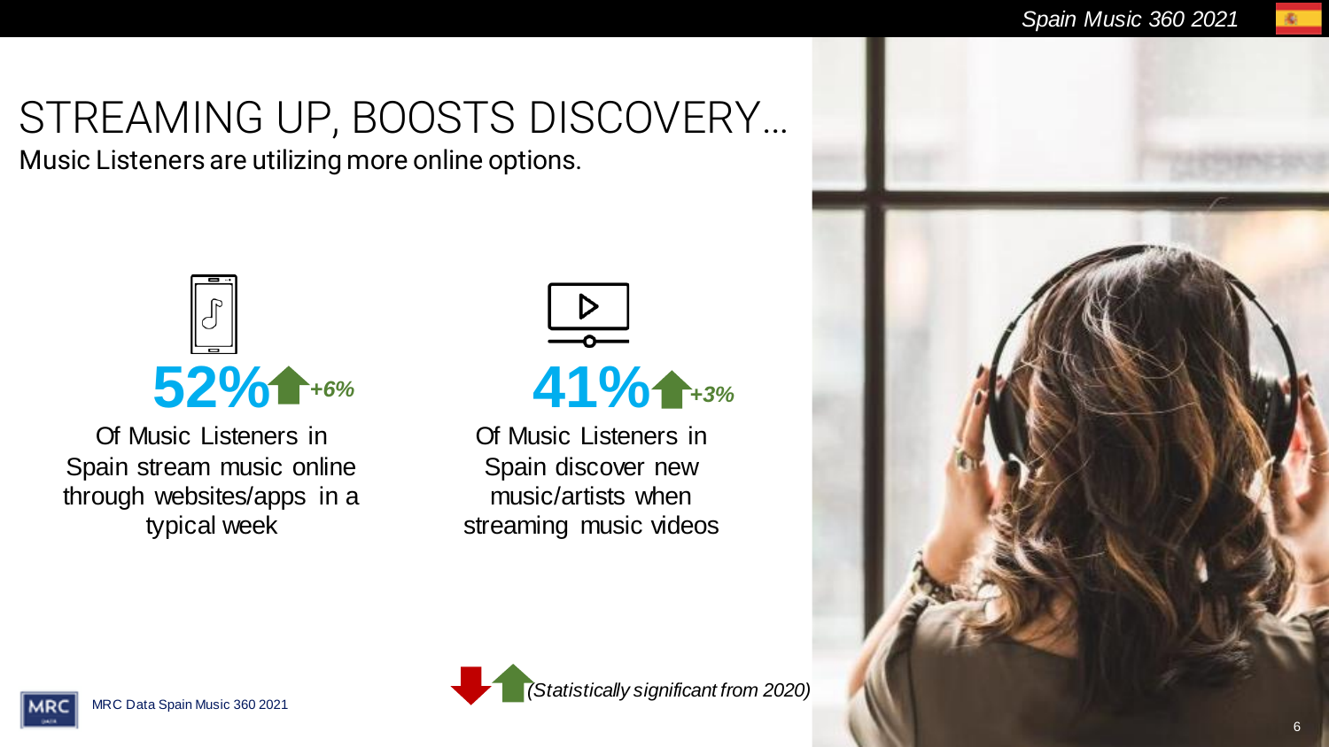# STREAMING UP, BOOSTS DISCOVERY…

Music Listeners are utilizing more online options.

**52%** *+6%*

Of Music Listeners in Spain stream music online through websites/apps in a typical week

**41%** *+3%*

Of Music Listeners in Spain discover new music/artists when streaming music videos

*(Statistically significant from 2020)*

MRC Data Spain Music 360 2021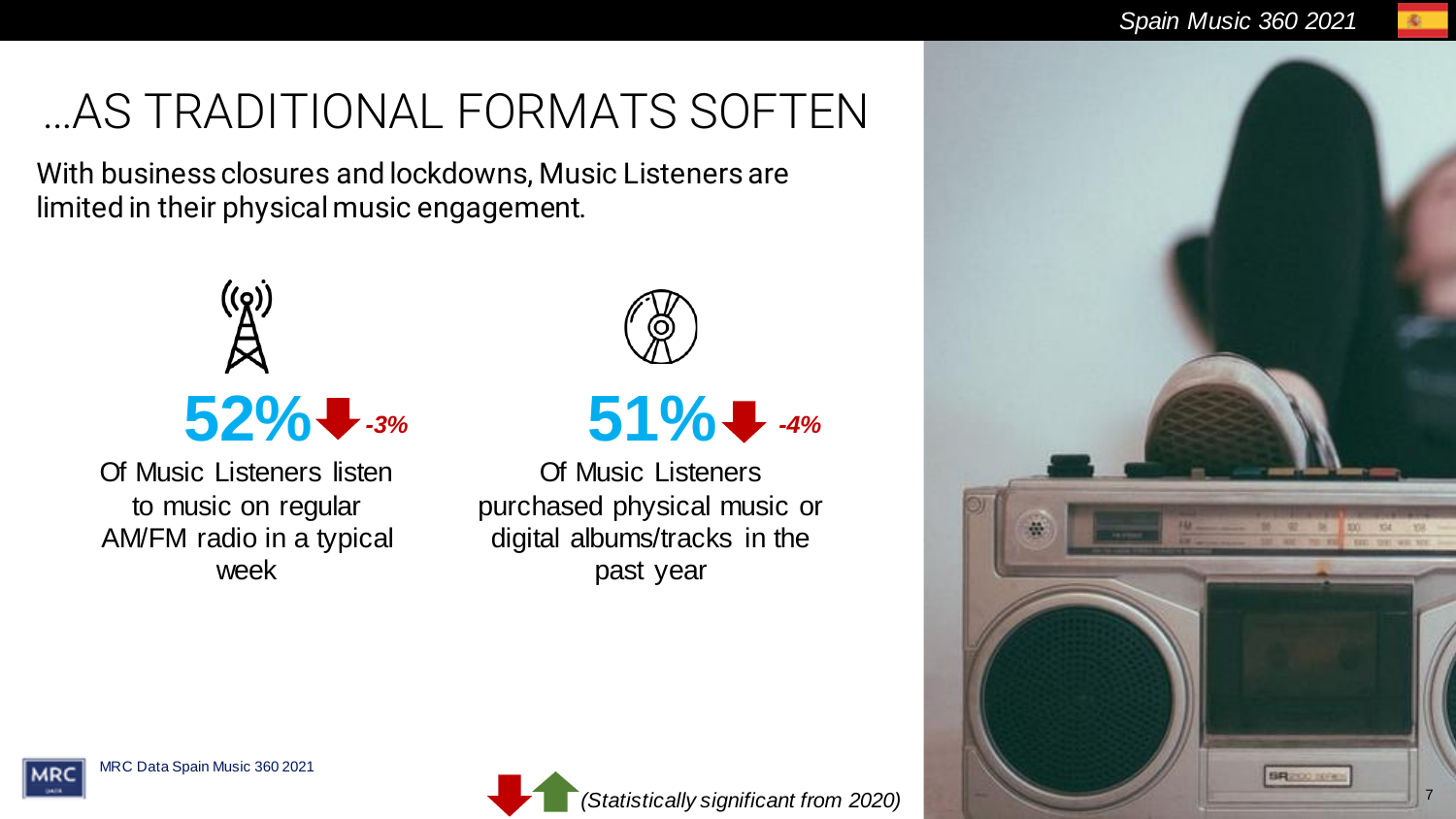# …AS TRADITIONAL FORMATS SOFTEN

With business closures and lockdowns, Music Listeners are limited in their physical music engagement.

**52%** ↓ *-3%*

Of Music Listeners listen to music on regular AM/FM radio in a typical week

**51%** ↓ *-4%*

Of Music Listeners purchased physical music or digital albums/tracks in the past year

MRC Data Spain Music 360 2021

*(Statistically significant from 2020)*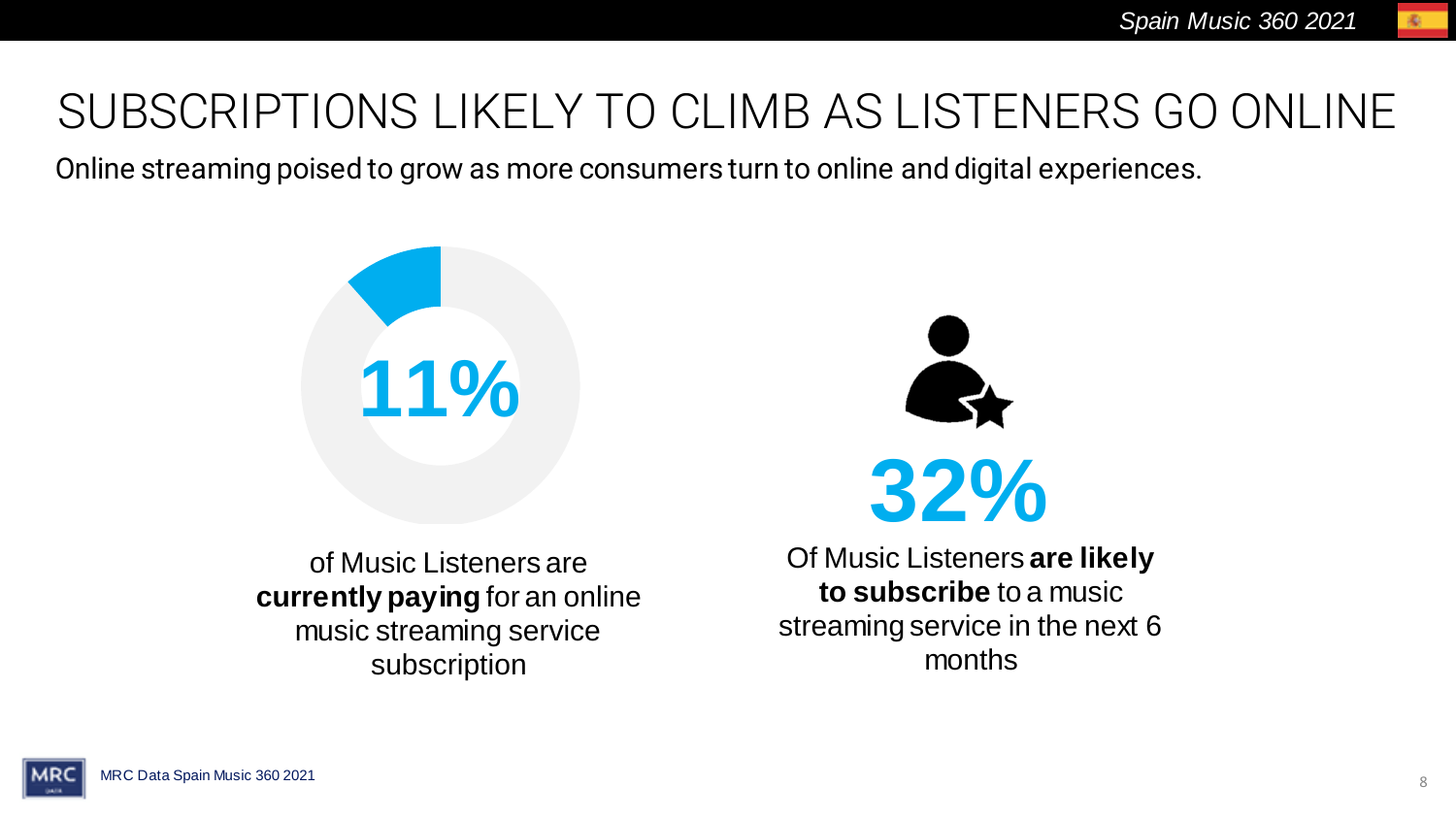# SUBSCRIPTIONS LIKELY TO CLIMB AS LISTENERS GO ONLINE

Online streaming poised to grow as more consumers turn to online and digital experiences.

**11%**

of Music Listeners are **currently paying** for an online music streaming service subscription

**32%**

Of Music Listeners **are likely to subscribe** to a music streaming service in the next 6 months

MRC Data Spain Music 360 2021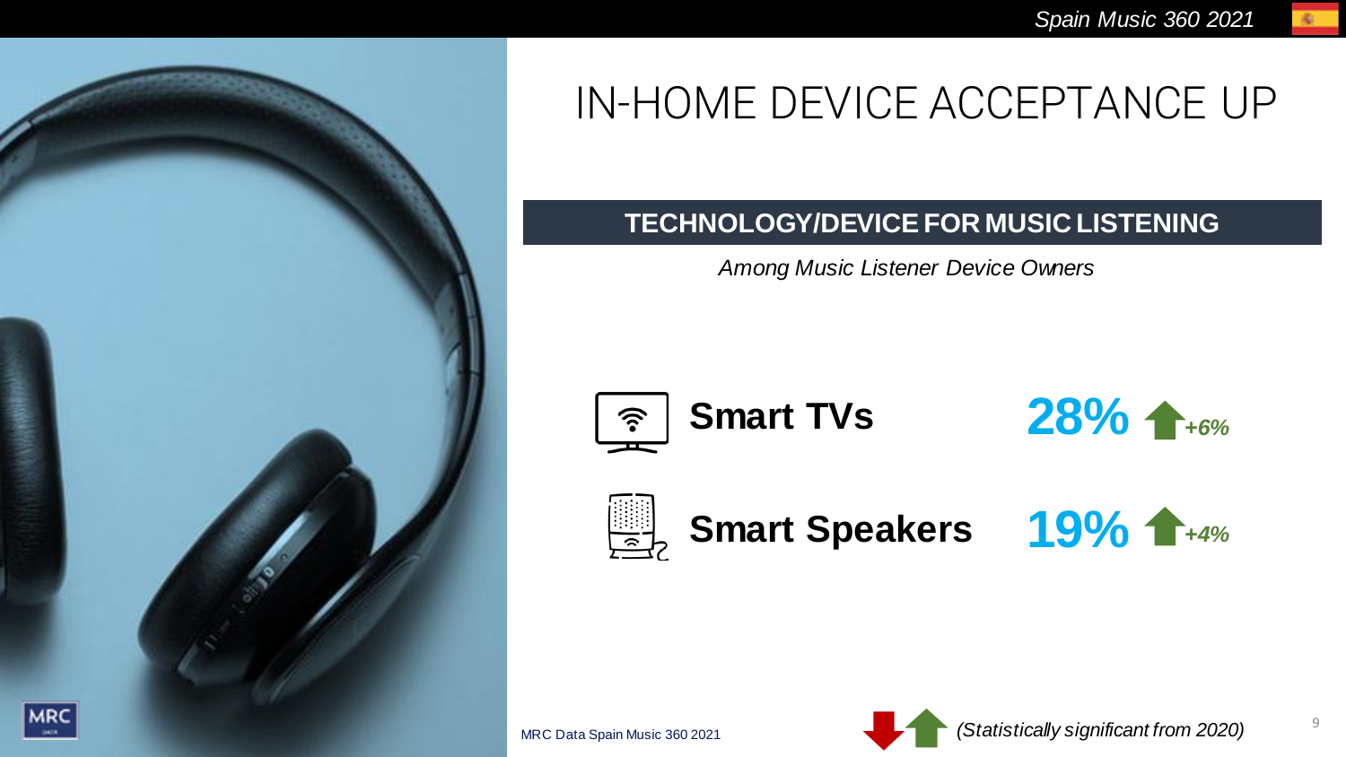# IN-HOME DEVICE ACCEPTANCE UP

## TECHNOLOGY/DEVICE FOR MUSIC LISTENING

*Among Music Listener Device Owners*

| Device | Share | Change |
|---|---|---|
| **Smart TVs** | **28%** | *+6%* |
| **Smart Speakers** | **19%** | *+4%* |

*(Statistically significant from 2020)*

MRC Data Spain Music 360 2021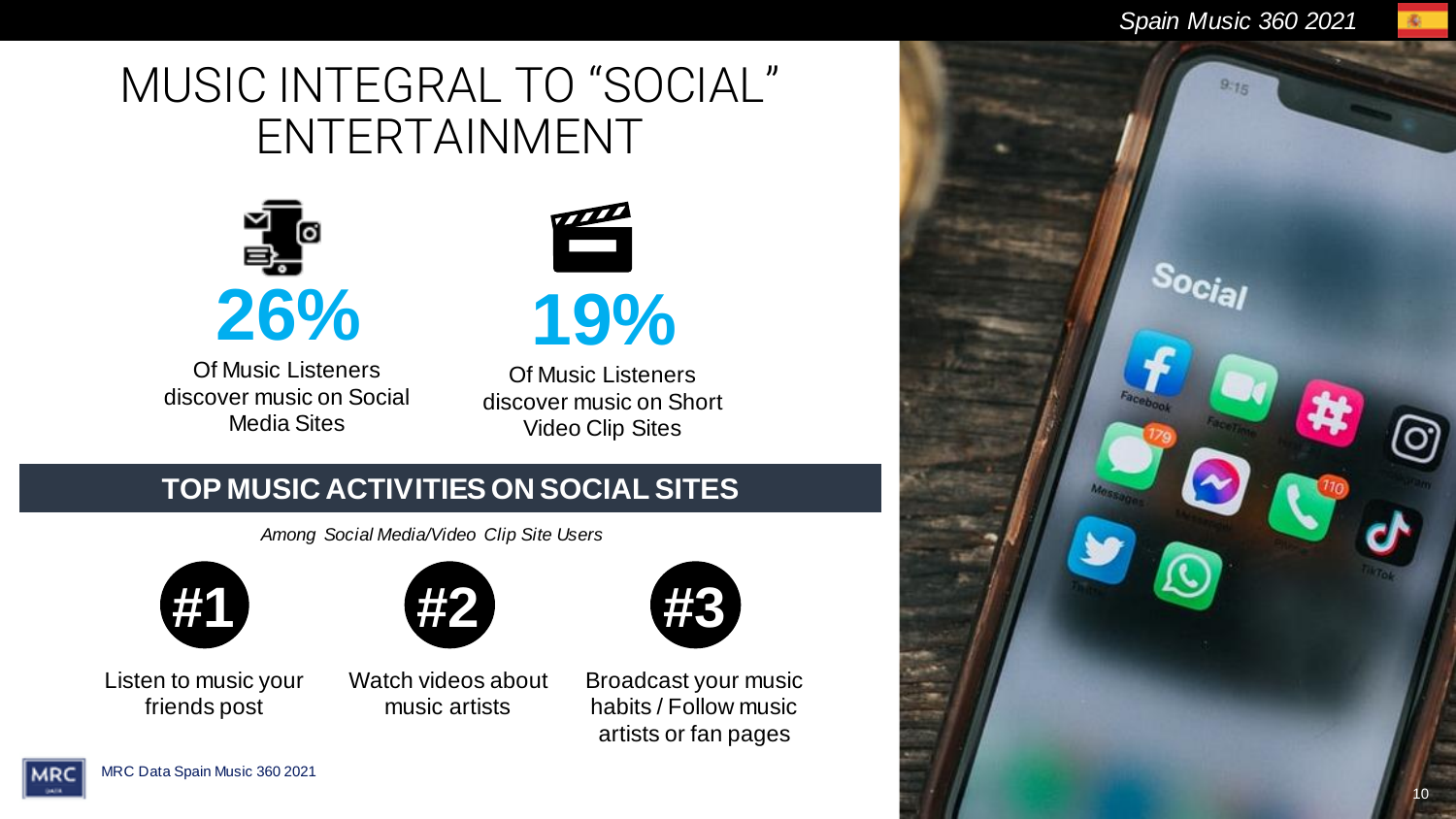# MUSIC INTEGRAL TO "SOCIAL" ENTERTAINMENT

**26%**

Of Music Listeners discover music on Social Media Sites

**19%**

Of Music Listeners discover music on Short Video Clip Sites

## TOP MUSIC ACTIVITIES ON SOCIAL SITES

*Among Social Media/Video Clip Site Users*

**#1** Listen to music your friends post

**#2** Watch videos about music artists

**#3** Broadcast your music habits / Follow music artists or fan pages

MRC Data Spain Music 360 2021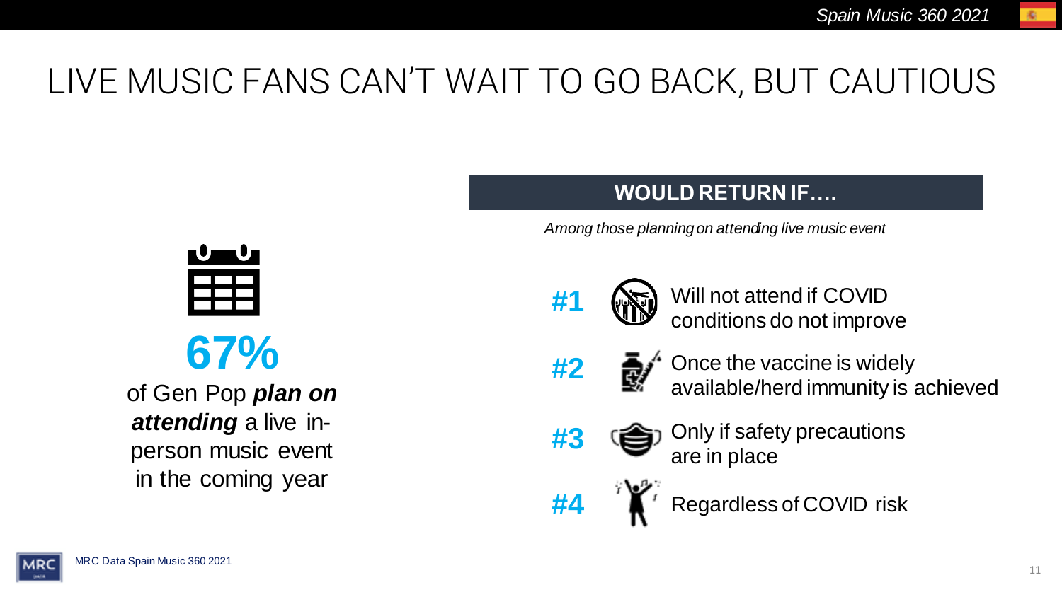# LIVE MUSIC FANS CAN'T WAIT TO GO BACK, BUT CAUTIOUS

**67%**

of Gen Pop ***plan on attending*** a live in-person music event in the coming year

## WOULD RETURN IF….

*Among those planning on attending live music event*

**#1** Will not attend if COVID conditions do not improve

**#2** Once the vaccine is widely available/herd immunity is achieved

**#3** Only if safety precautions are in place

**#4** Regardless of COVID risk

MRC Data Spain Music 360 2021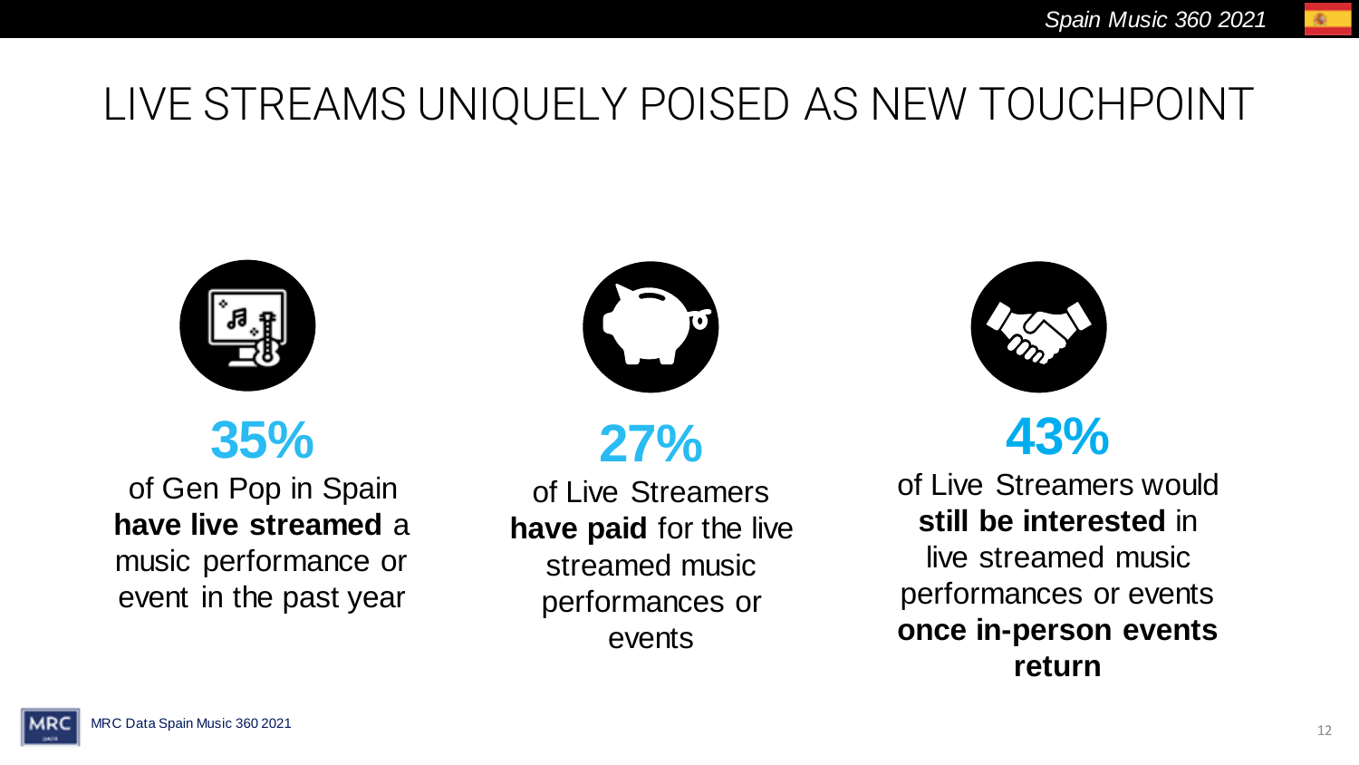# LIVE STREAMS UNIQUELY POISED AS NEW TOUCHPOINT

**35%**

of Gen Pop in Spain **have live streamed** a music performance or event in the past year

**27%**

of Live Streamers **have paid** for the live streamed music performances or events

**43%**

of Live Streamers would **still be interested** in live streamed music performances or events **once in-person events return**

MRC Data Spain Music 360 2021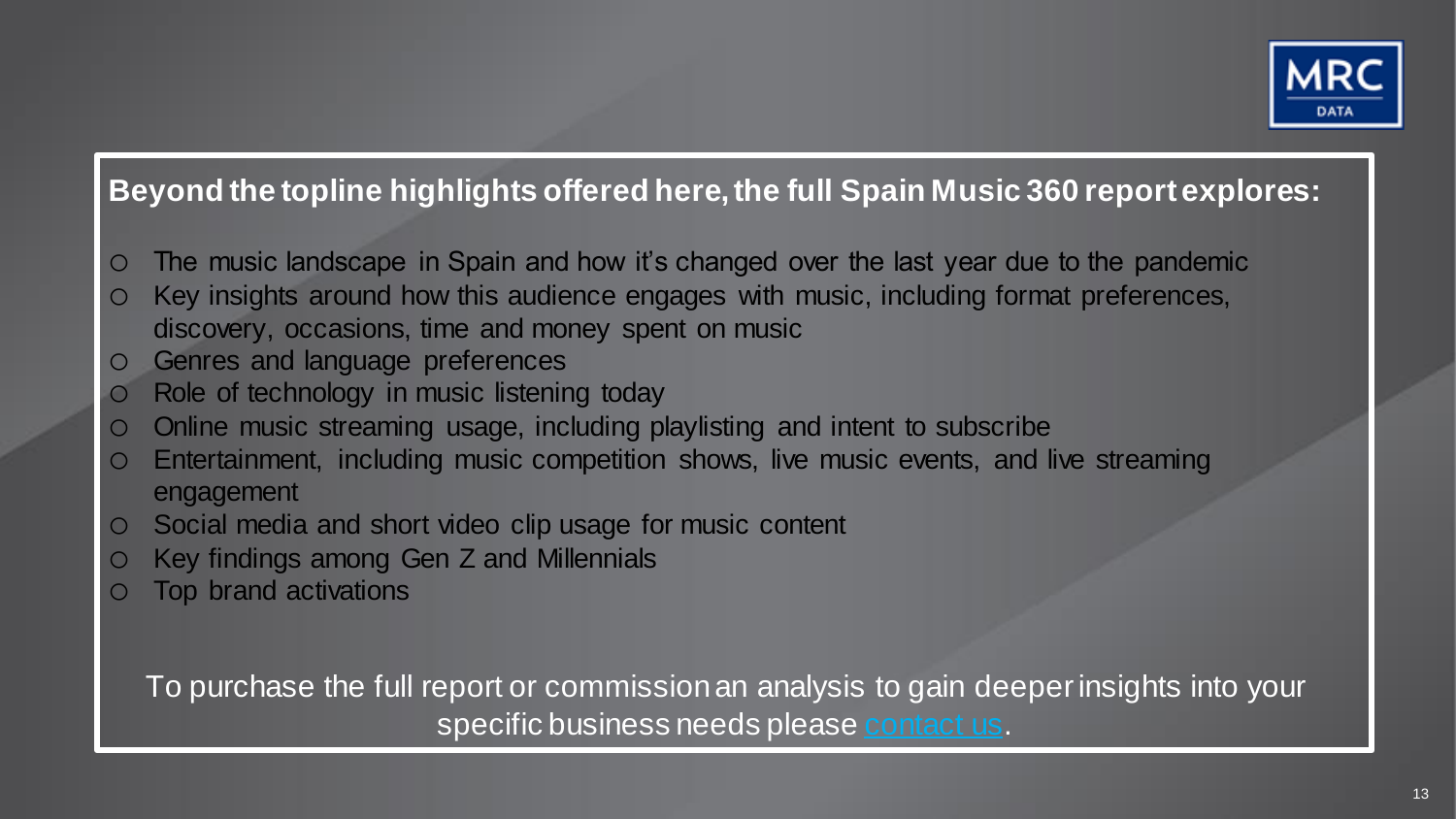**Beyond the topline highlights offered here, the full Spain Music 360 report explores:**

- The music landscape in Spain and how it's changed over the last year due to the pandemic
- Key insights around how this audience engages with music, including format preferences, discovery, occasions, time and money spent on music
- Genres and language preferences
- Role of technology in music listening today
- Online music streaming usage, including playlisting and intent to subscribe
- Entertainment, including music competition shows, live music events, and live streaming engagement
- Social media and short video clip usage for music content
- Key findings among Gen Z and Millennials
- Top brand activations

To purchase the full report or commission an analysis to gain deeper insights into your specific business needs please contact us.